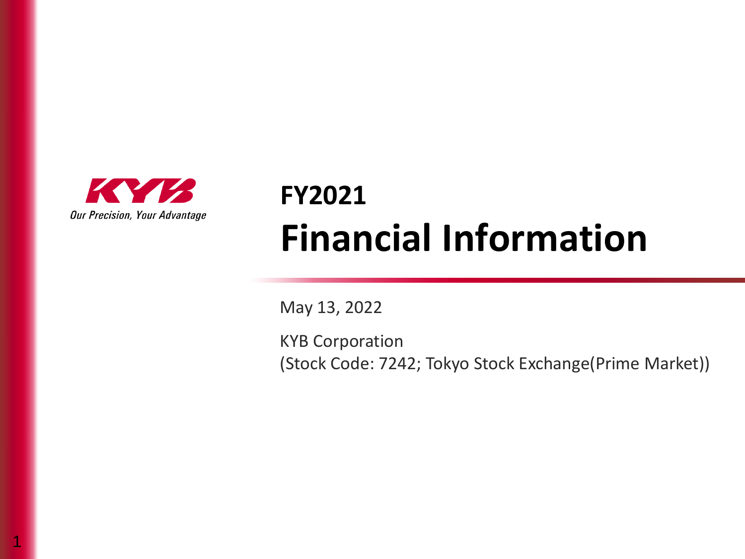KYB

*Our Precision, Your Advantage*

# FY2021
# Financial Information

May 13, 2022

KYB Corporation
(Stock Code: 7242; Tokyo Stock Exchange(Prime Market))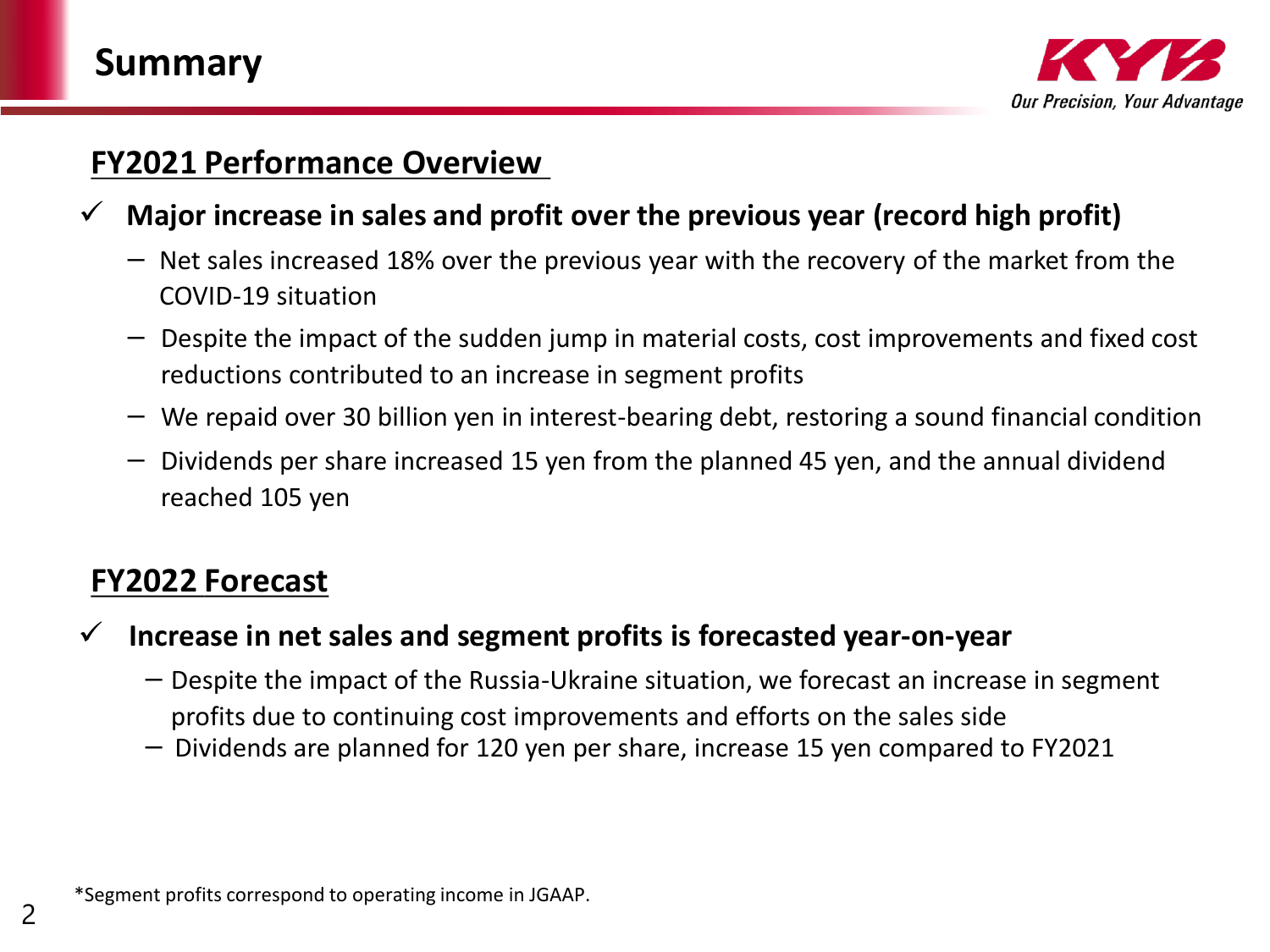# Summary

## FY2021 Performance Overview

- ✓ **Major increase in sales and profit over the previous year (record high profit)**
  - Net sales increased 18% over the previous year with the recovery of the market from the COVID-19 situation
  - Despite the impact of the sudden jump in material costs, cost improvements and fixed cost reductions contributed to an increase in segment profits
  - We repaid over 30 billion yen in interest-bearing debt, restoring a sound financial condition
  - Dividends per share increased 15 yen from the planned 45 yen, and the annual dividend reached 105 yen

## FY2022 Forecast

- ✓ **Increase in net sales and segment profits is forecasted year-on-year**
  - Despite the impact of the Russia-Ukraine situation, we forecast an increase in segment profits due to continuing cost improvements and efforts on the sales side
  - Dividends are planned for 120 yen per share, increase 15 yen compared to FY2021

*Segment profits correspond to operating income in JGAAP.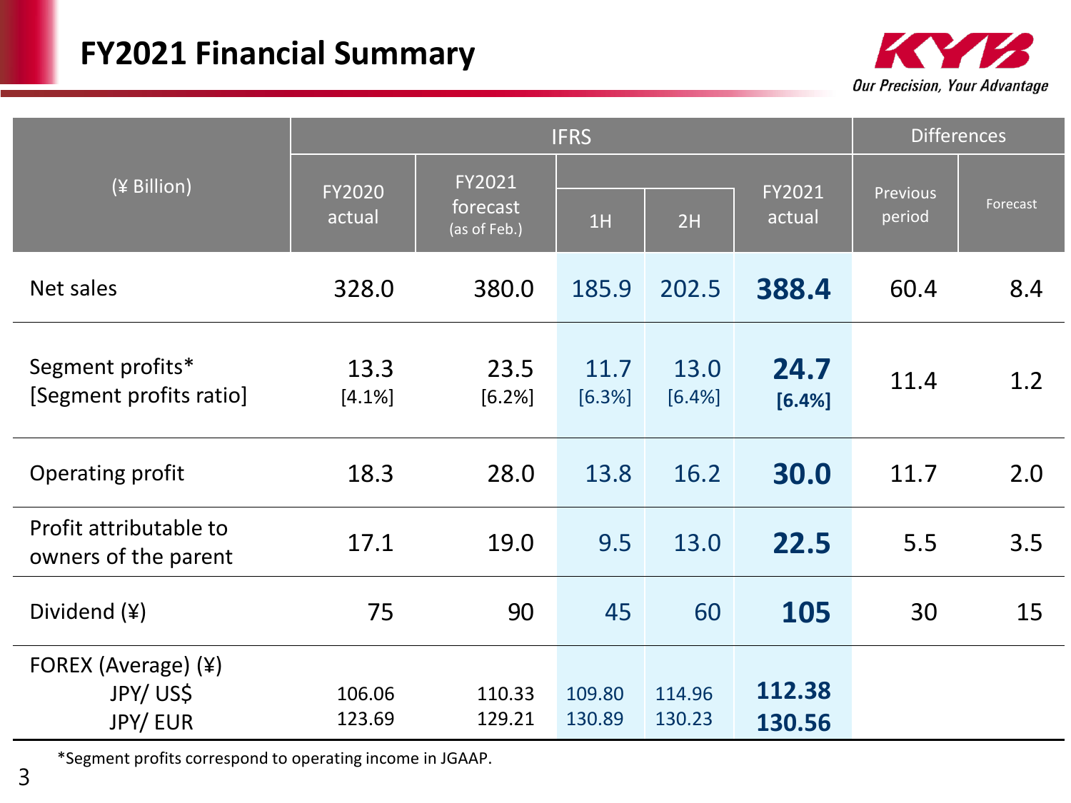# FY2021 Financial Summary

| (¥ Billion) | IFRS | | | | | Differences | |
|---|---|---|---|---|---|---|---|
| | FY2020 actual | FY2021 forecast (as of Feb.) | 1H | 2H | FY2021 actual | Previous period | Forecast |
| Net sales | 328.0 | 380.0 | 185.9 | 202.5 | **388.4** | 60.4 | 8.4 |
| Segment profits* [Segment profits ratio] | 13.3 [4.1%] | 23.5 [6.2%] | 11.7 [6.3%] | 13.0 [6.4%] | **24.7 [6.4%]** | 11.4 | 1.2 |
| Operating profit | 18.3 | 28.0 | 13.8 | 16.2 | **30.0** | 11.7 | 2.0 |
| Profit attributable to owners of the parent | 17.1 | 19.0 | 9.5 | 13.0 | **22.5** | 5.5 | 3.5 |
| Dividend (¥) | 75 | 90 | 45 | 60 | **105** | 30 | 15 |
| FOREX (Average) (¥) JPY/ US$ | 106.06 | 110.33 | 109.80 | 114.96 | **112.38** | | |
| JPY/ EUR | 123.69 | 129.21 | 130.89 | 130.23 | **130.56** | | |

*Segment profits correspond to operating income in JGAAP.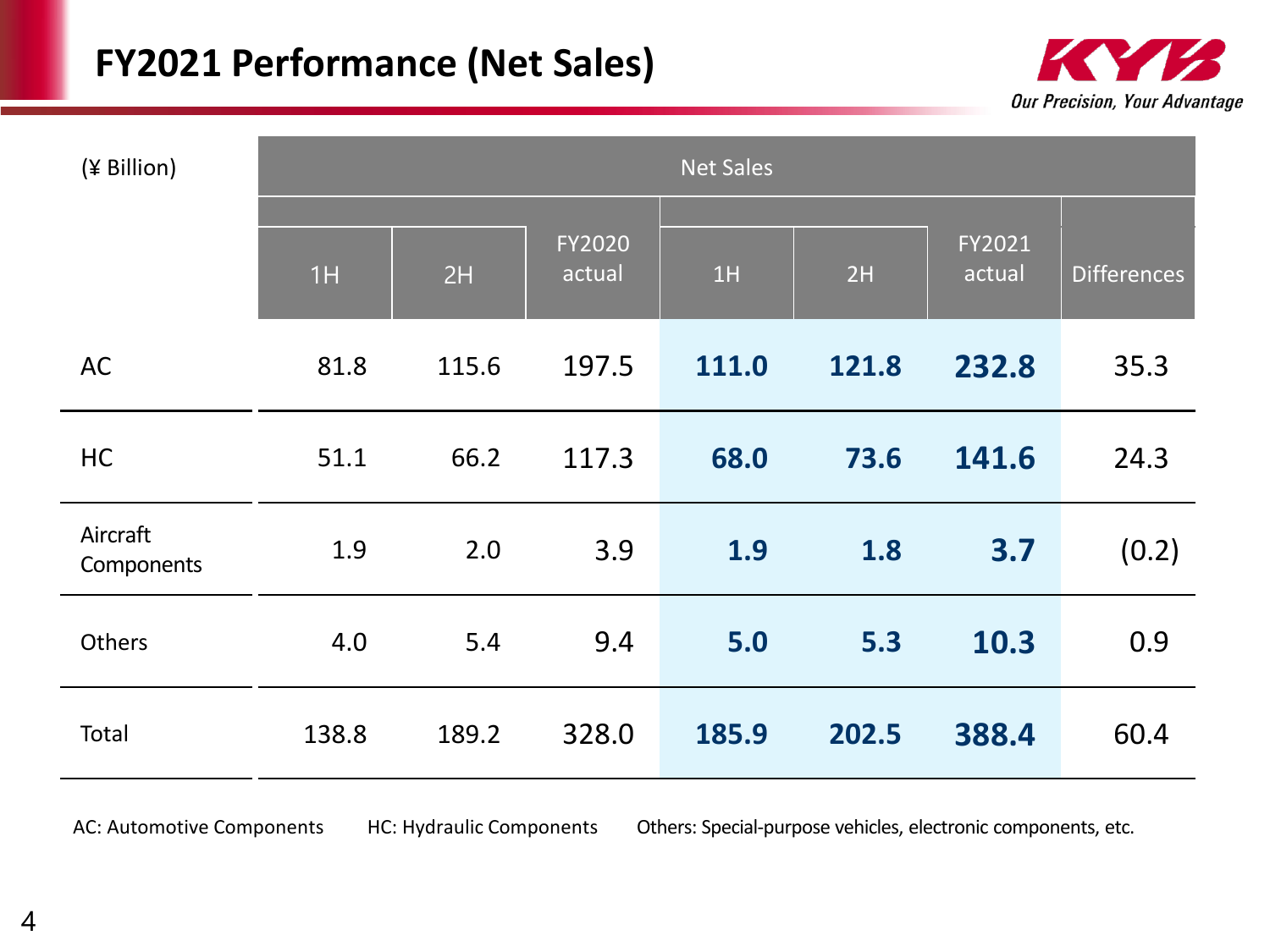# FY2021 Performance (Net Sales)

| (¥ Billion) | Net Sales | | | | | | |
|---|---|---|---|---|---|---|---|
| | 1H | 2H | FY2020 actual | 1H | 2H | FY2021 actual | Differences |
| AC | 81.8 | 115.6 | 197.5 | **111.0** | **121.8** | **232.8** | 35.3 |
| HC | 51.1 | 66.2 | 117.3 | **68.0** | **73.6** | **141.6** | 24.3 |
| Aircraft Components | 1.9 | 2.0 | 3.9 | **1.9** | **1.8** | **3.7** | (0.2) |
| Others | 4.0 | 5.4 | 9.4 | **5.0** | **5.3** | **10.3** | 0.9 |
| Total | 138.8 | 189.2 | 328.0 | **185.9** | **202.5** | **388.4** | 60.4 |

AC: Automotive Components　　HC: Hydraulic Components　　Others: Special-purpose vehicles, electronic components, etc.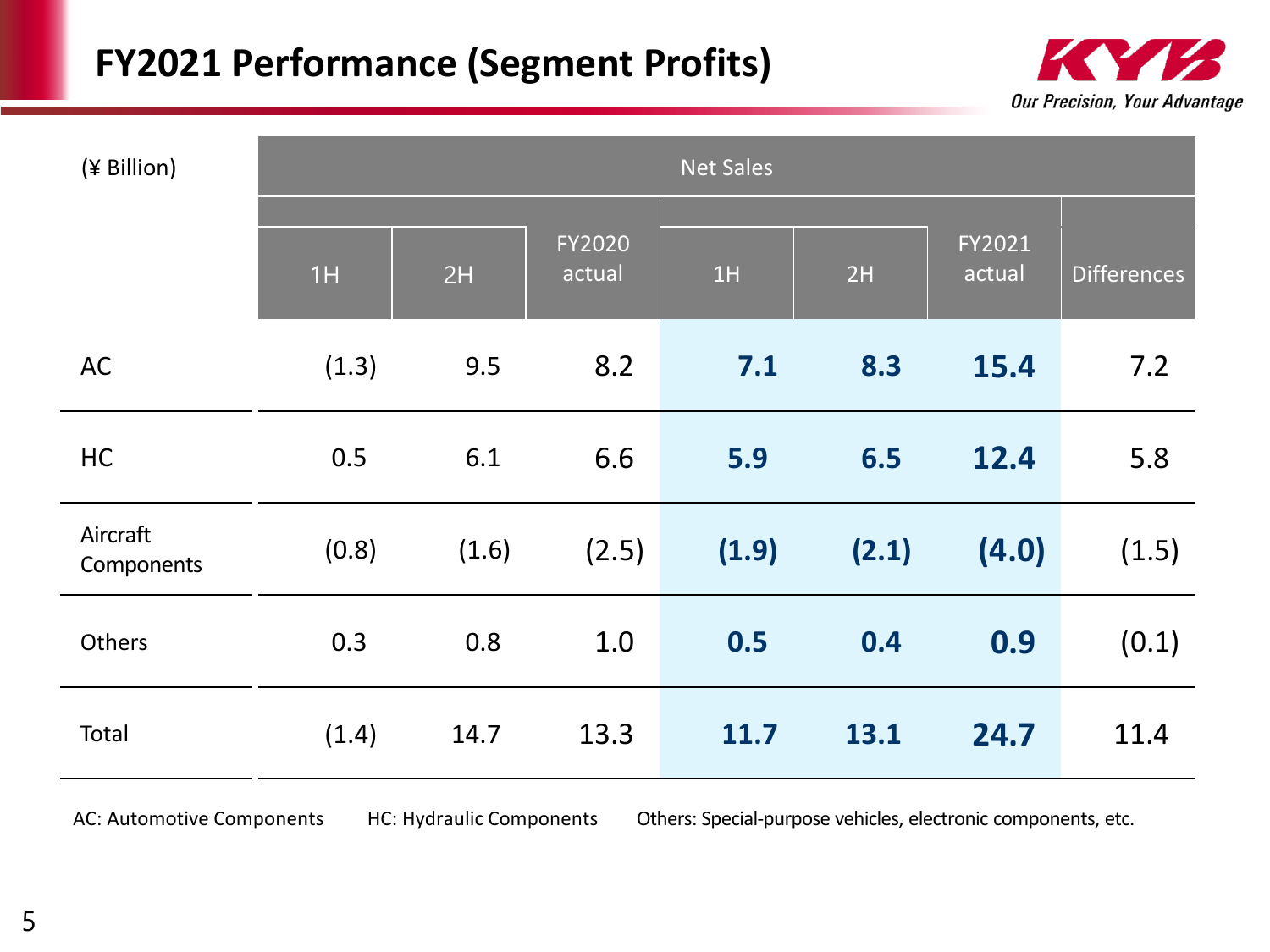# FY2021 Performance (Segment Profits)

| (¥ Billion) | Net Sales | | | | | | |
|---|---|---|---|---|---|---|---|
| | 1H | 2H | FY2020 actual | 1H | 2H | FY2021 actual | Differences |
| AC | (1.3) | 9.5 | 8.2 | **7.1** | **8.3** | **15.4** | 7.2 |
| HC | 0.5 | 6.1 | 6.6 | **5.9** | **6.5** | **12.4** | 5.8 |
| Aircraft Components | (0.8) | (1.6) | (2.5) | **(1.9)** | **(2.1)** | **(4.0)** | (1.5) |
| Others | 0.3 | 0.8 | 1.0 | **0.5** | **0.4** | **0.9** | (0.1) |
| Total | (1.4) | 14.7 | 13.3 | **11.7** | **13.1** | **24.7** | 11.4 |

AC: Automotive Components HC: Hydraulic Components Others: Special-purpose vehicles, electronic components, etc.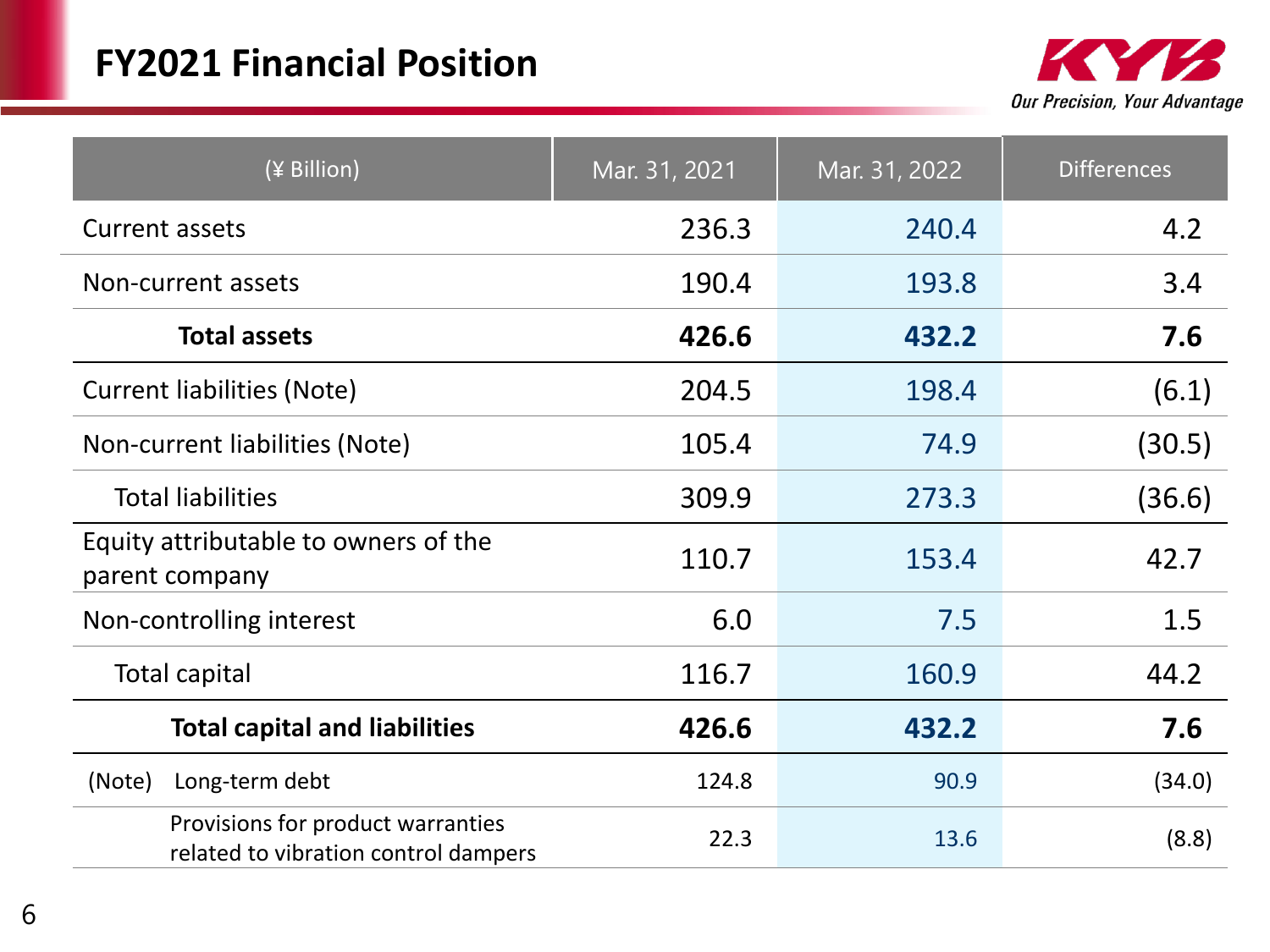# FY2021 Financial Position

| (¥ Billion) | Mar. 31, 2021 | Mar. 31, 2022 | Differences |
|---|---|---|---|
| Current assets | 236.3 | 240.4 | 4.2 |
| Non-current assets | 190.4 | 193.8 | 3.4 |
| **Total assets** | **426.6** | **432.2** | **7.6** |
| Current liabilities (Note) | 204.5 | 198.4 | (6.1) |
| Non-current liabilities (Note) | 105.4 | 74.9 | (30.5) |
| Total liabilities | 309.9 | 273.3 | (36.6) |
| Equity attributable to owners of the parent company | 110.7 | 153.4 | 42.7 |
| Non-controlling interest | 6.0 | 7.5 | 1.5 |
| Total capital | 116.7 | 160.9 | 44.2 |
| **Total capital and liabilities** | **426.6** | **432.2** | **7.6** |
| (Note) Long-term debt | 124.8 | 90.9 | (34.0) |
| Provisions for product warranties related to vibration control dampers | 22.3 | 13.6 | (8.8) |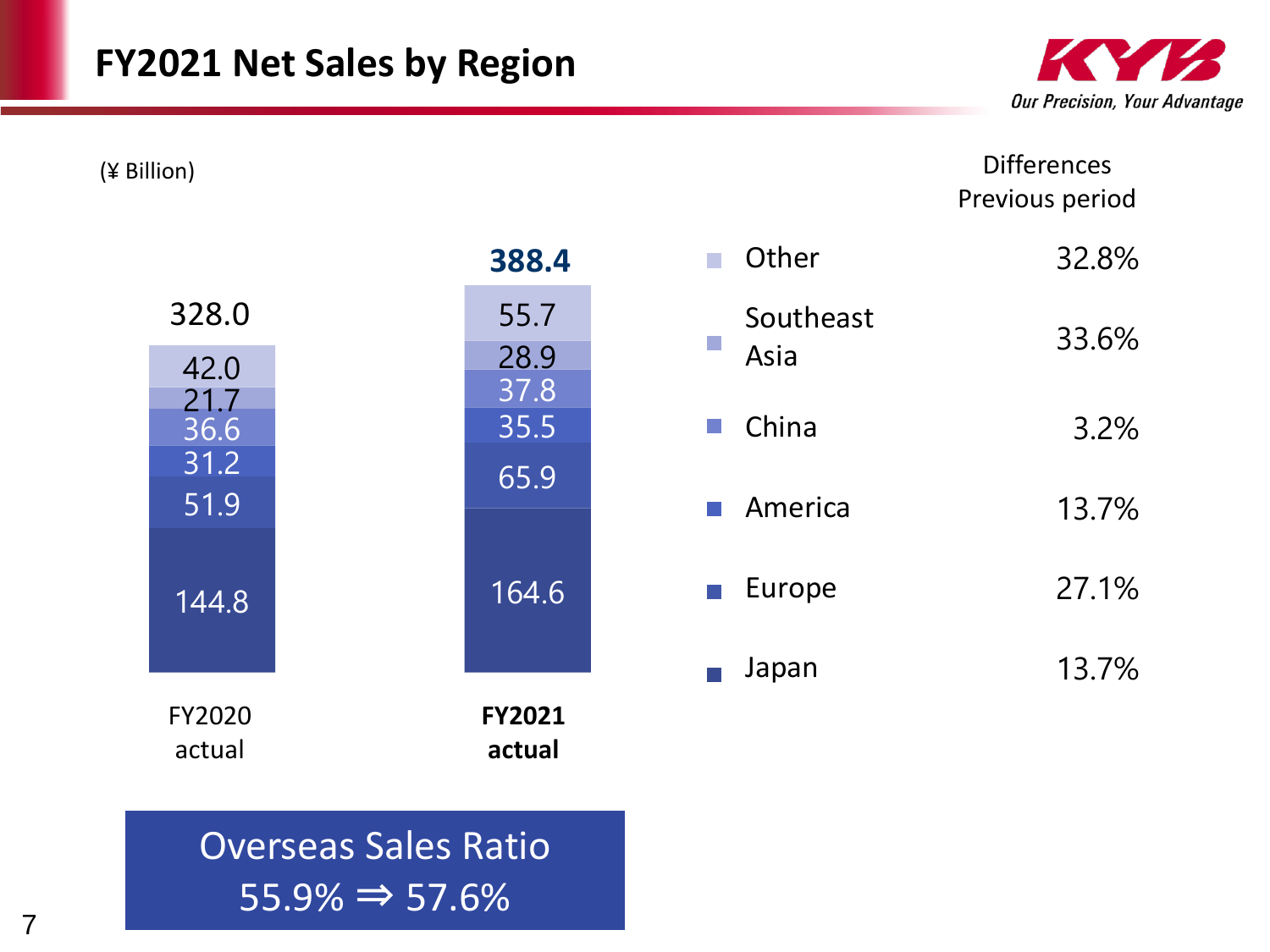# FY2021 Net Sales by Region

(¥ Billion)

| Region | FY2020 actual | FY2021 actual | Differences Previous period |
|---|---|---|---|
| Other | 42.0 | 55.7 | 32.8% |
| Southeast Asia | 21.7 | 28.9 | 33.6% |
| China | 36.6 | 37.8 | 3.2% |
| America | 31.2 | 35.5 | 13.7% |
| Europe | 51.9 | 65.9 | 27.1% |
| Japan | 144.8 | 164.6 | 13.7% |
| Total | 328.0 | **388.4** | |

Overseas Sales Ratio
55.9% ⇒ 57.6%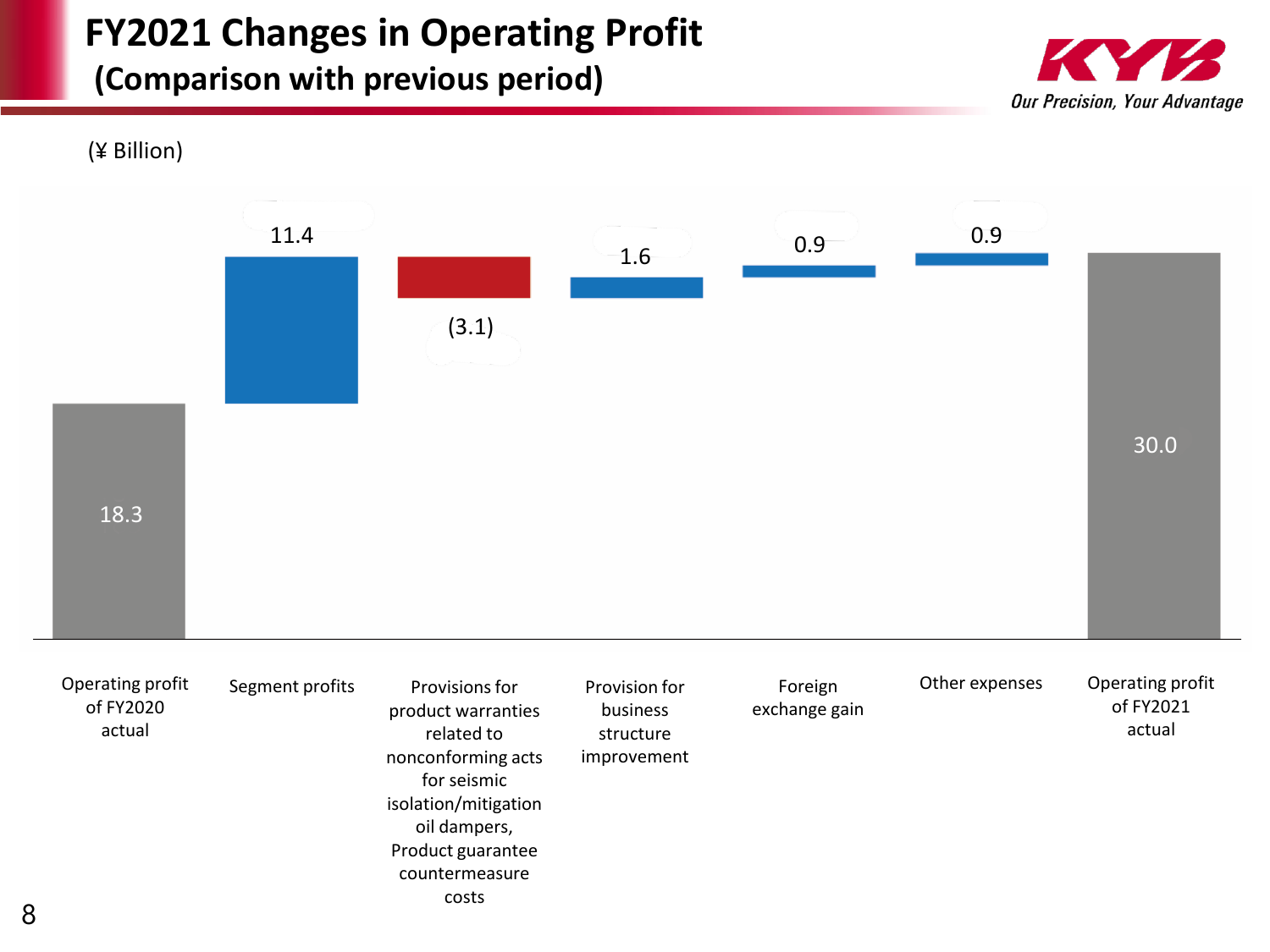# FY2021 Changes in Operating Profit (Comparison with previous period)

(¥ Billion)

| Item | Value |
|---|---|
| Operating profit of FY2020 actual | 18.3 |
| Segment profits | 11.4 |
| Provisions for product warranties related to nonconforming acts for seismic isolation/mitigation oil dampers, Product guarantee countermeasure costs | (3.1) |
| Provision for business structure improvement | 1.6 |
| Foreign exchange gain | 0.9 |
| Other expenses | 0.9 |
| Operating profit of FY2021 actual | 30.0 |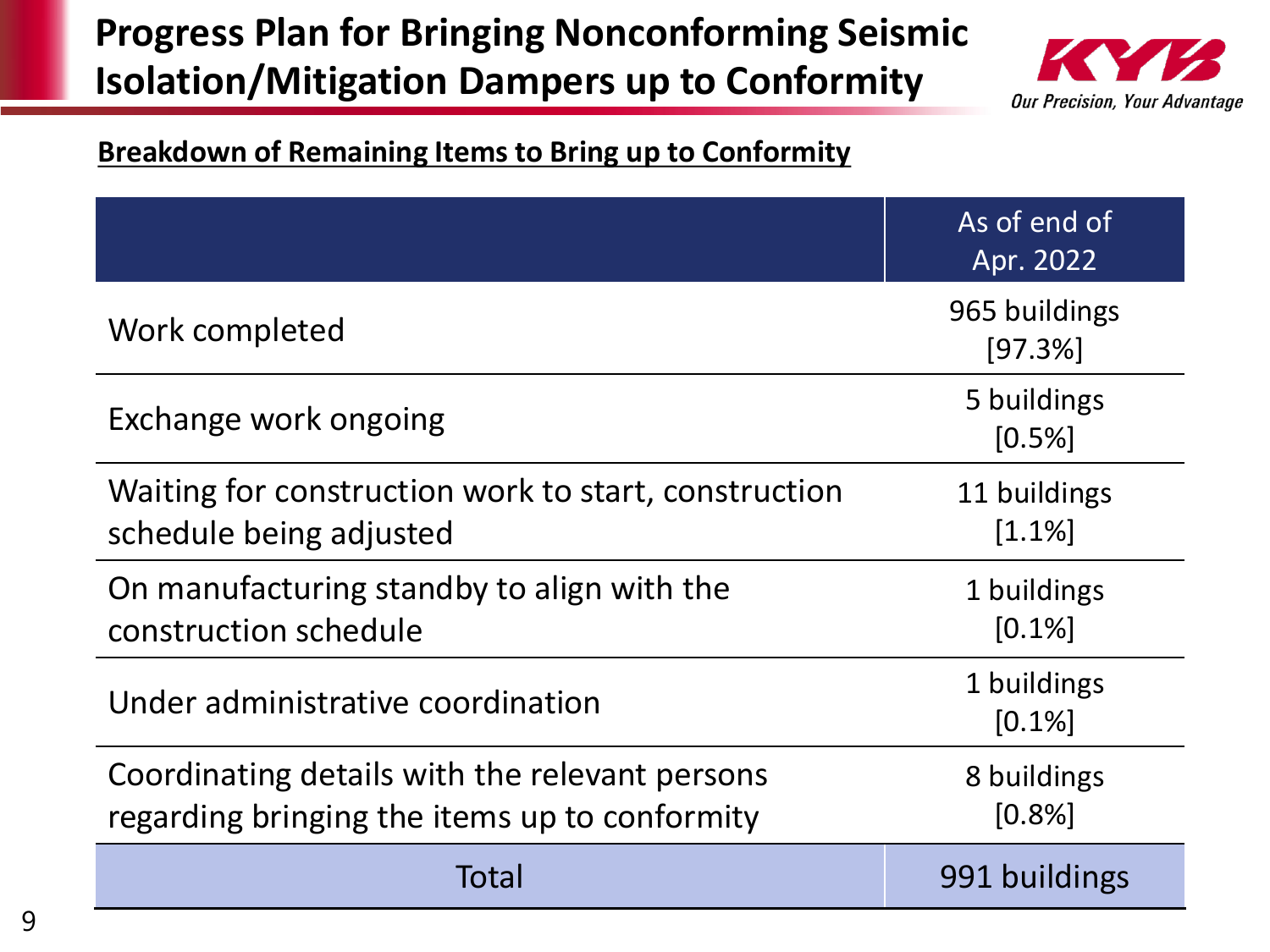# Progress Plan for Bringing Nonconforming Seismic Isolation/Mitigation Dampers up to Conformity

KYB *Our Precision, Your Advantage*

**Breakdown of Remaining Items to Bring up to Conformity**

| | As of end of Apr. 2022 |
|---|---|
| Work completed | 965 buildings [97.3%] |
| Exchange work ongoing | 5 buildings [0.5%] |
| Waiting for construction work to start, construction schedule being adjusted | 11 buildings [1.1%] |
| On manufacturing standby to align with the construction schedule | 1 buildings [0.1%] |
| Under administrative coordination | 1 buildings [0.1%] |
| Coordinating details with the relevant persons regarding bringing the items up to conformity | 8 buildings [0.8%] |
| Total | 991 buildings |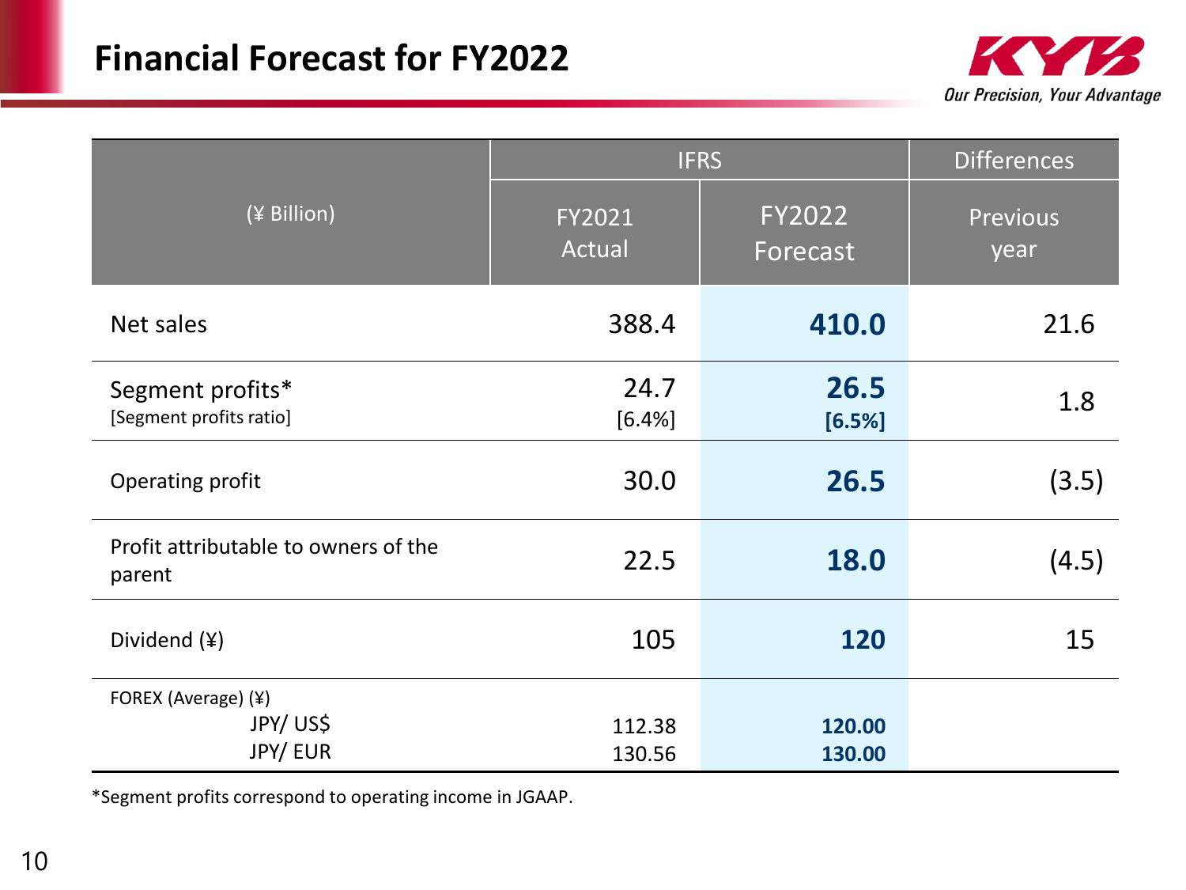# Financial Forecast for FY2022

| (¥ Billion) | IFRS | | Differences |
|---|---|---|---|
| | FY2021 Actual | FY2022 Forecast | Previous year |
| Net sales | 388.4 | **410.0** | 21.6 |
| Segment profits* [Segment profits ratio] | 24.7 [6.4%] | **26.5** **[6.5%]** | 1.8 |
| Operating profit | 30.0 | **26.5** | (3.5) |
| Profit attributable to owners of the parent | 22.5 | **18.0** | (4.5) |
| Dividend (¥) | 105 | **120** | 15 |
| FOREX (Average) (¥) | | | |
| JPY/ US$ | 112.38 | **120.00** | |
| JPY/ EUR | 130.56 | **130.00** | |

*Segment profits correspond to operating income in JGAAP.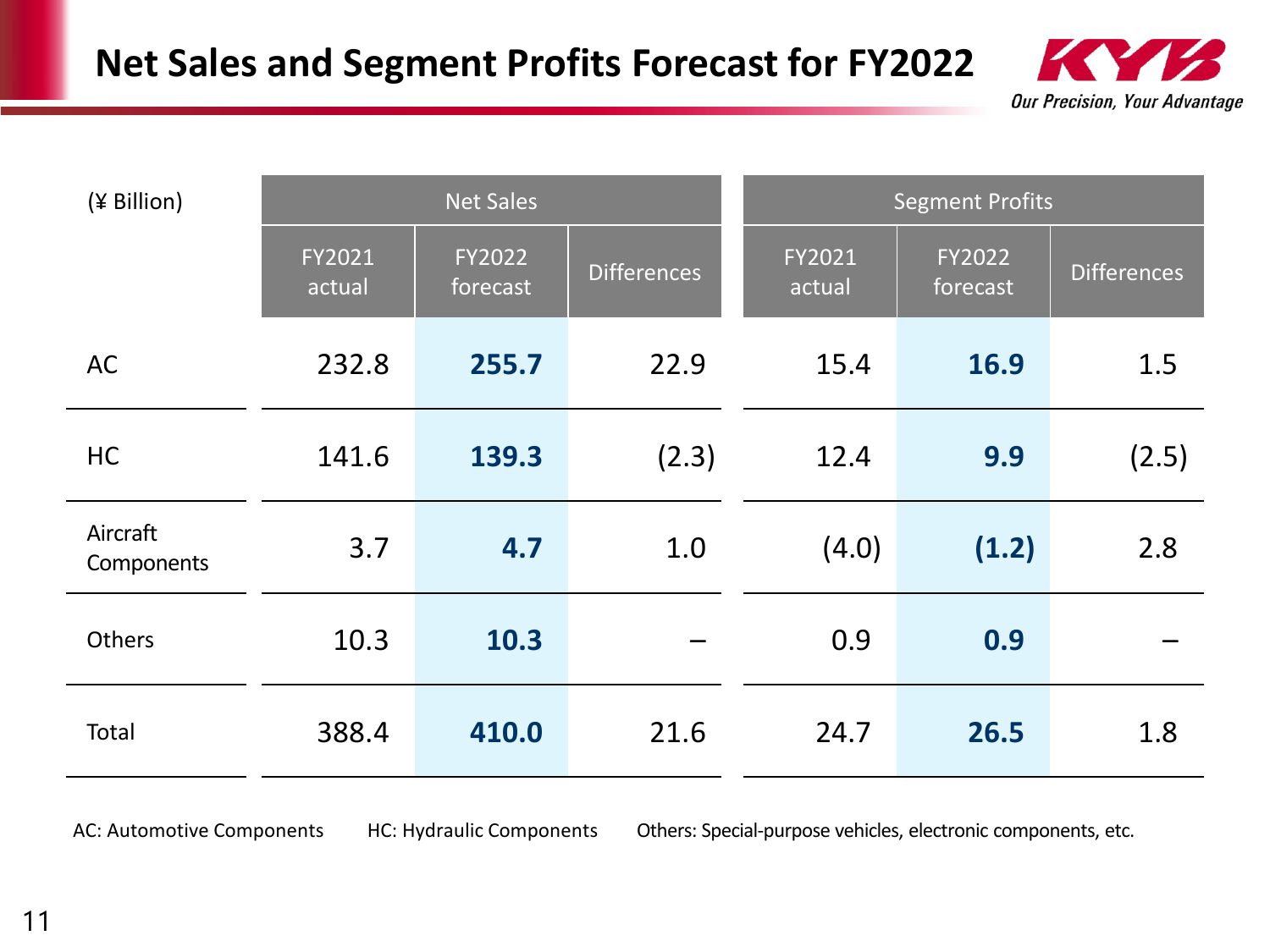# Net Sales and Segment Profits Forecast for FY2022

| (¥ Billion) | Net Sales | | | Segment Profits | | |
|---|---|---|---|---|---|---|
| | FY2021 actual | FY2022 forecast | Differences | FY2021 actual | FY2022 forecast | Differences |
| AC | 232.8 | **255.7** | 22.9 | 15.4 | **16.9** | 1.5 |
| HC | 141.6 | **139.3** | (2.3) | 12.4 | **9.9** | (2.5) |
| Aircraft Components | 3.7 | **4.7** | 1.0 | (4.0) | **(1.2)** | 2.8 |
| Others | 10.3 | **10.3** | – | 0.9 | **0.9** | – |
| Total | 388.4 | **410.0** | 21.6 | 24.7 | **26.5** | 1.8 |

AC: Automotive Components HC: Hydraulic Components Others: Special-purpose vehicles, electronic components, etc.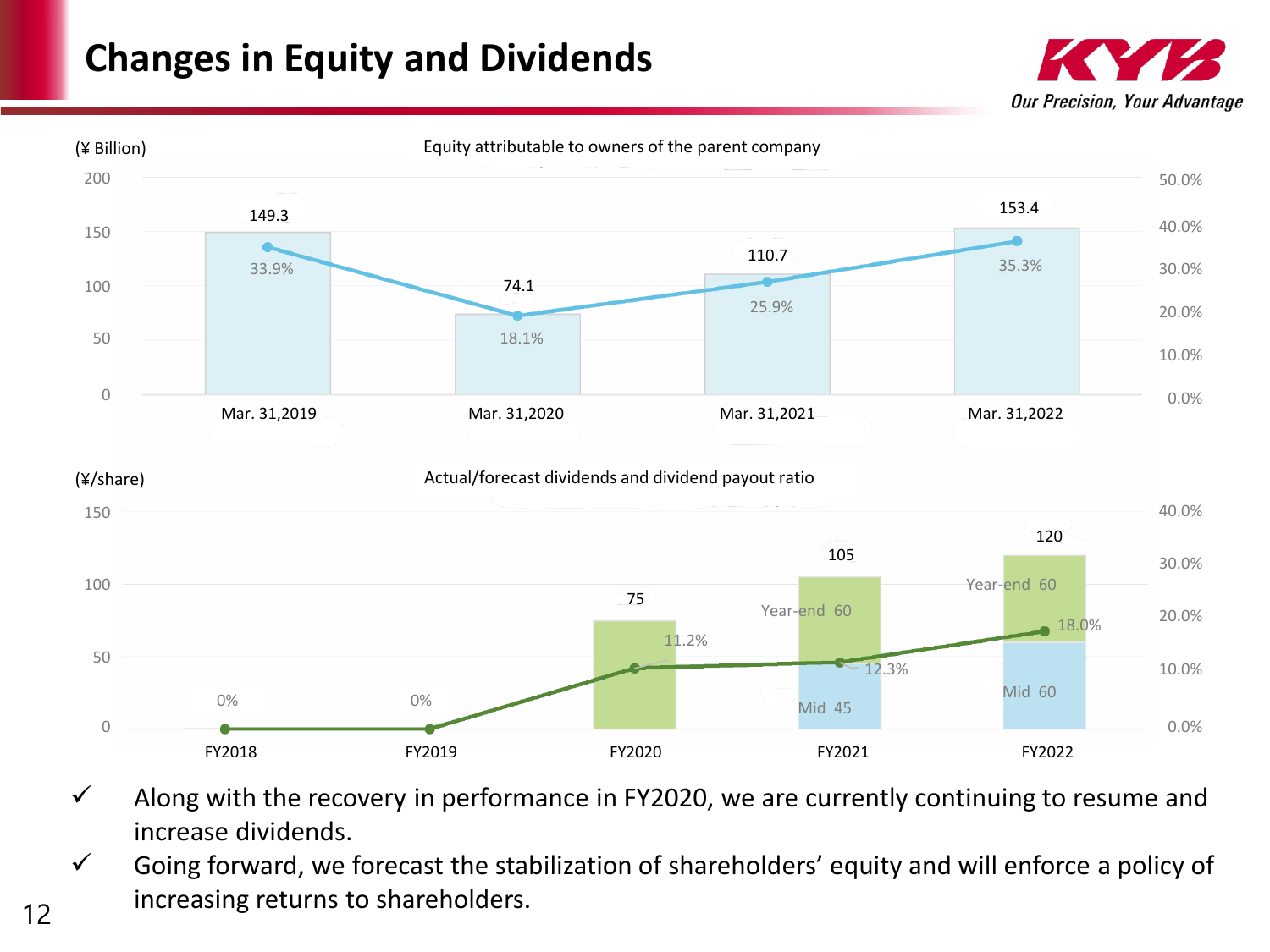# Changes in Equity and Dividends

**Equity attributable to owners of the parent company** (¥ Billion)

| | Mar. 31,2019 | Mar. 31,2020 | Mar. 31,2021 | Mar. 31,2022 |
|---|---|---|---|---|
| Equity attributable to owners of the parent company | 149.3 | 74.1 | 110.7 | 153.4 |
| Ratio | 33.9% | 18.1% | 25.9% | 35.3% |

**Actual/forecast dividends and dividend payout ratio** (¥/share)

| | FY2018 | FY2019 | FY2020 | FY2021 | FY2022 |
|---|---|---|---|---|---|
| Mid | | | | 45 | 60 |
| Year-end | | | | 60 | 60 |
| Total | | | 75 | 105 | 120 |
| Dividend payout ratio | 0% | 0% | 11.2% | 12.3% | 18.0% |

- ✓ Along with the recovery in performance in FY2020, we are currently continuing to resume and increase dividends.
- ✓ Going forward, we forecast the stabilization of shareholders' equity and will enforce a policy of increasing returns to shareholders.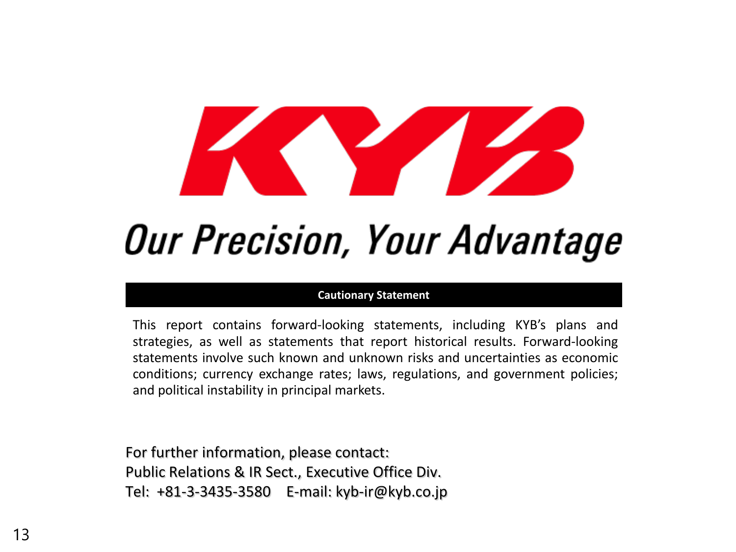KYB

*Our Precision, Your Advantage*

**Cautionary Statement**

This report contains forward-looking statements, including KYB's plans and strategies, as well as statements that report historical results. Forward-looking statements involve such known and unknown risks and uncertainties as economic conditions; currency exchange rates; laws, regulations, and government policies; and political instability in principal markets.

For further information, please contact:
Public Relations & IR Sect., Executive Office Div.
Tel: +81-3-3435-3580 E-mail: kyb-ir@kyb.co.jp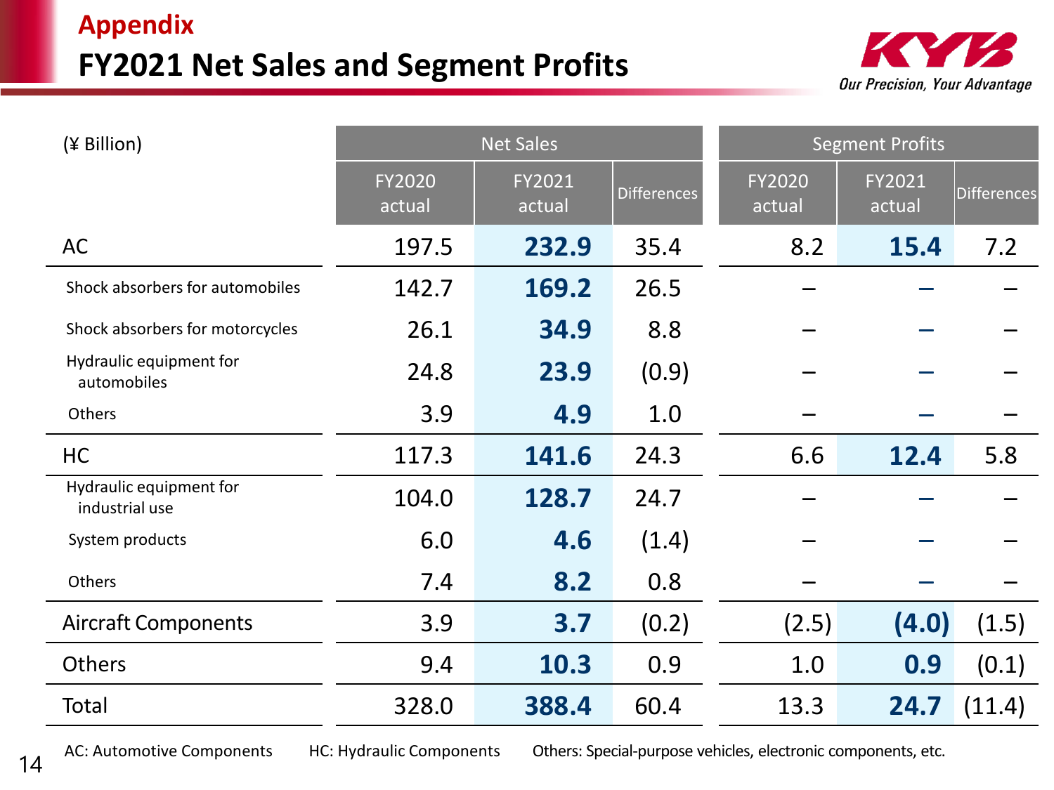## Appendix

# FY2021 Net Sales and Segment Profits

Our Precision, Your Advantage

| (¥ Billion) | Net Sales | | | Segment Profits | | |
|---|---|---|---|---|---|---|
| | FY2020 actual | FY2021 actual | Differences | FY2020 actual | FY2021 actual | Differences |
| AC | 197.5 | **232.9** | 35.4 | 8.2 | **15.4** | 7.2 |
| Shock absorbers for automobiles | 142.7 | **169.2** | 26.5 | – | – | – |
| Shock absorbers for motorcycles | 26.1 | **34.9** | 8.8 | – | – | – |
| Hydraulic equipment for automobiles | 24.8 | **23.9** | (0.9) | – | – | – |
| Others | 3.9 | **4.9** | 1.0 | – | – | – |
| HC | 117.3 | **141.6** | 24.3 | 6.6 | **12.4** | 5.8 |
| Hydraulic equipment for industrial use | 104.0 | **128.7** | 24.7 | – | – | – |
| System products | 6.0 | **4.6** | (1.4) | – | – | – |
| Others | 7.4 | **8.2** | 0.8 | – | – | – |
| Aircraft Components | 3.9 | **3.7** | (0.2) | (2.5) | **(4.0)** | (1.5) |
| Others | 9.4 | **10.3** | 0.9 | 1.0 | **0.9** | (0.1) |
| Total | 328.0 | **388.4** | 60.4 | 13.3 | **24.7** | (11.4) |

AC: Automotive Components HC: Hydraulic Components Others: Special-purpose vehicles, electronic components, etc.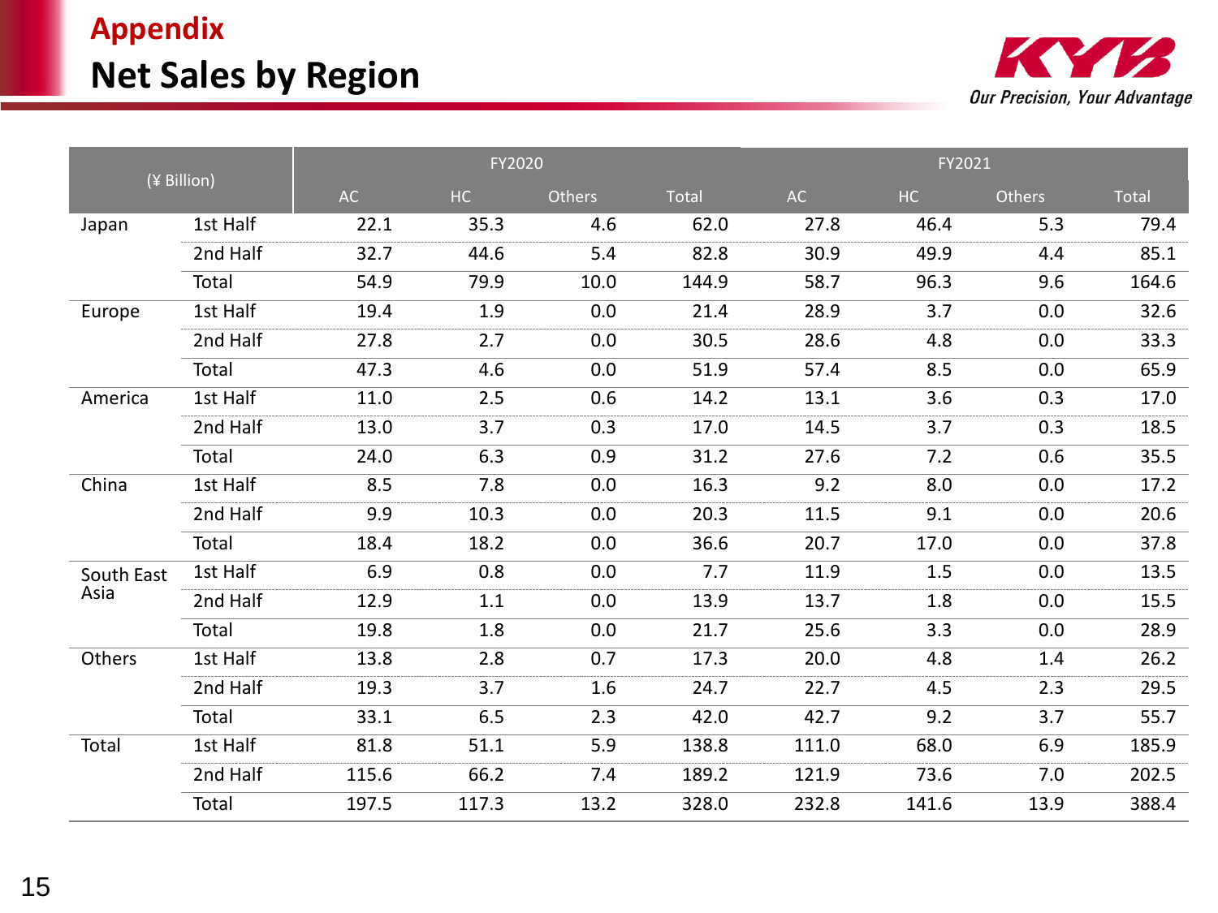## Appendix

# Net Sales by Region

Our Precision, Your Advantage

| (¥ Billion) | | FY2020 | | | | FY2021 | | | |
|---|---|---|---|---|---|---|---|---|---|
| | | AC | HC | Others | Total | AC | HC | Others | Total |
| Japan | 1st Half | 22.1 | 35.3 | 4.6 | 62.0 | 27.8 | 46.4 | 5.3 | 79.4 |
| | 2nd Half | 32.7 | 44.6 | 5.4 | 82.8 | 30.9 | 49.9 | 4.4 | 85.1 |
| | Total | 54.9 | 79.9 | 10.0 | 144.9 | 58.7 | 96.3 | 9.6 | 164.6 |
| Europe | 1st Half | 19.4 | 1.9 | 0.0 | 21.4 | 28.9 | 3.7 | 0.0 | 32.6 |
| | 2nd Half | 27.8 | 2.7 | 0.0 | 30.5 | 28.6 | 4.8 | 0.0 | 33.3 |
| | Total | 47.3 | 4.6 | 0.0 | 51.9 | 57.4 | 8.5 | 0.0 | 65.9 |
| America | 1st Half | 11.0 | 2.5 | 0.6 | 14.2 | 13.1 | 3.6 | 0.3 | 17.0 |
| | 2nd Half | 13.0 | 3.7 | 0.3 | 17.0 | 14.5 | 3.7 | 0.3 | 18.5 |
| | Total | 24.0 | 6.3 | 0.9 | 31.2 | 27.6 | 7.2 | 0.6 | 35.5 |
| China | 1st Half | 8.5 | 7.8 | 0.0 | 16.3 | 9.2 | 8.0 | 0.0 | 17.2 |
| | 2nd Half | 9.9 | 10.3 | 0.0 | 20.3 | 11.5 | 9.1 | 0.0 | 20.6 |
| | Total | 18.4 | 18.2 | 0.0 | 36.6 | 20.7 | 17.0 | 0.0 | 37.8 |
| South East Asia | 1st Half | 6.9 | 0.8 | 0.0 | 7.7 | 11.9 | 1.5 | 0.0 | 13.5 |
| | 2nd Half | 12.9 | 1.1 | 0.0 | 13.9 | 13.7 | 1.8 | 0.0 | 15.5 |
| | Total | 19.8 | 1.8 | 0.0 | 21.7 | 25.6 | 3.3 | 0.0 | 28.9 |
| Others | 1st Half | 13.8 | 2.8 | 0.7 | 17.3 | 20.0 | 4.8 | 1.4 | 26.2 |
| | 2nd Half | 19.3 | 3.7 | 1.6 | 24.7 | 22.7 | 4.5 | 2.3 | 29.5 |
| | Total | 33.1 | 6.5 | 2.3 | 42.0 | 42.7 | 9.2 | 3.7 | 55.7 |
| Total | 1st Half | 81.8 | 51.1 | 5.9 | 138.8 | 111.0 | 68.0 | 6.9 | 185.9 |
| | 2nd Half | 115.6 | 66.2 | 7.4 | 189.2 | 121.9 | 73.6 | 7.0 | 202.5 |
| | Total | 197.5 | 117.3 | 13.2 | 328.0 | 232.8 | 141.6 | 13.9 | 388.4 |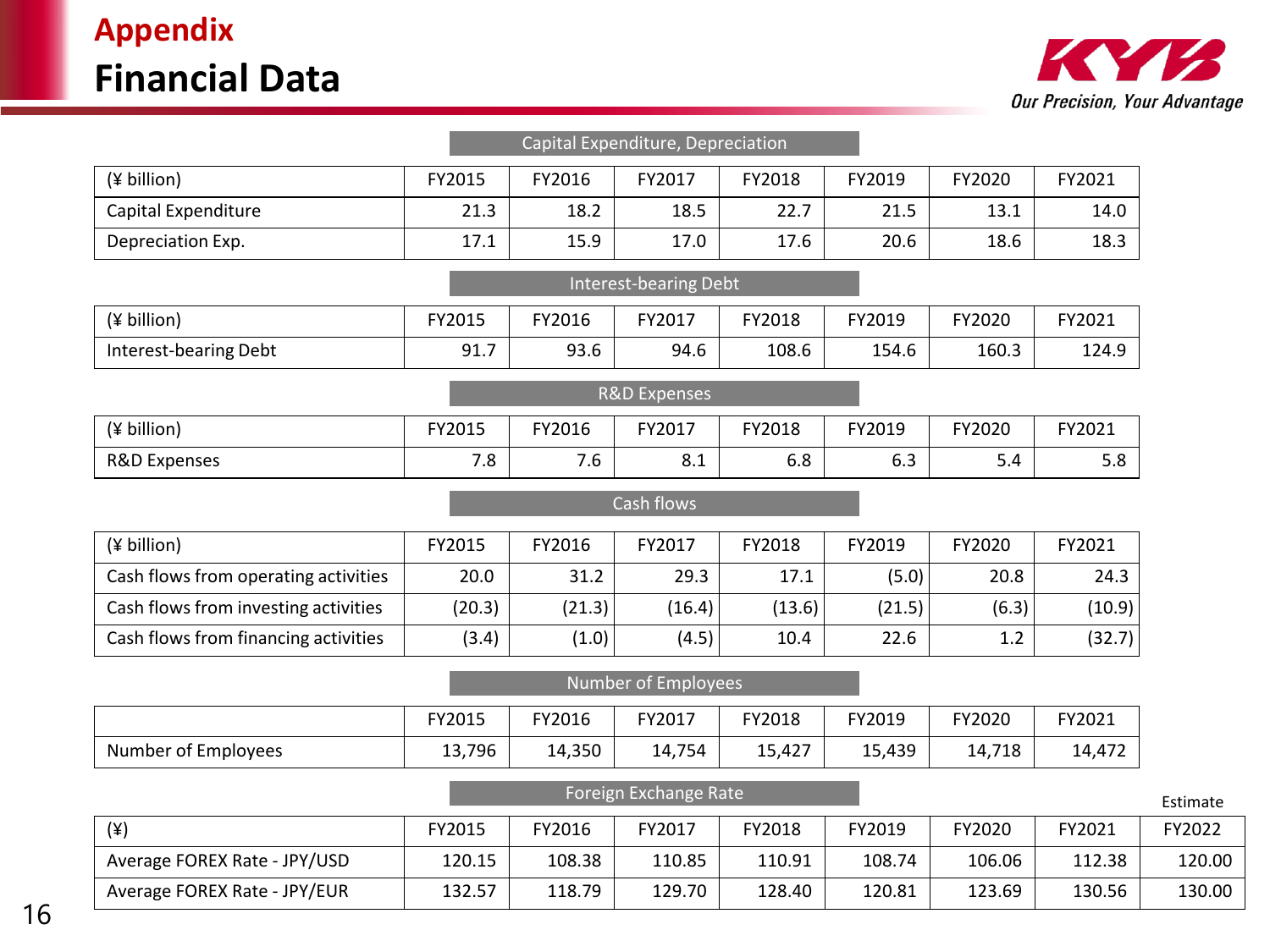# Appendix
## Financial Data

Our Precision, Your Advantage

### Capital Expenditure, Depreciation

| (¥ billion) | FY2015 | FY2016 | FY2017 | FY2018 | FY2019 | FY2020 | FY2021 |
|---|---|---|---|---|---|---|---|
| Capital Expenditure | 21.3 | 18.2 | 18.5 | 22.7 | 21.5 | 13.1 | 14.0 |
| Depreciation Exp. | 17.1 | 15.9 | 17.0 | 17.6 | 20.6 | 18.6 | 18.3 |

### Interest-bearing Debt

| (¥ billion) | FY2015 | FY2016 | FY2017 | FY2018 | FY2019 | FY2020 | FY2021 |
|---|---|---|---|---|---|---|---|
| Interest-bearing Debt | 91.7 | 93.6 | 94.6 | 108.6 | 154.6 | 160.3 | 124.9 |

### R&D Expenses

| (¥ billion) | FY2015 | FY2016 | FY2017 | FY2018 | FY2019 | FY2020 | FY2021 |
|---|---|---|---|---|---|---|---|
| R&D Expenses | 7.8 | 7.6 | 8.1 | 6.8 | 6.3 | 5.4 | 5.8 |

### Cash flows

| (¥ billion) | FY2015 | FY2016 | FY2017 | FY2018 | FY2019 | FY2020 | FY2021 |
|---|---|---|---|---|---|---|---|
| Cash flows from operating activities | 20.0 | 31.2 | 29.3 | 17.1 | (5.0) | 20.8 | 24.3 |
| Cash flows from investing activities | (20.3) | (21.3) | (16.4) | (13.6) | (21.5) | (6.3) | (10.9) |
| Cash flows from financing activities | (3.4) | (1.0) | (4.5) | 10.4 | 22.6 | 1.2 | (32.7) |

### Number of Employees

| | FY2015 | FY2016 | FY2017 | FY2018 | FY2019 | FY2020 | FY2021 |
|---|---|---|---|---|---|---|---|
| Number of Employees | 13,796 | 14,350 | 14,754 | 15,427 | 15,439 | 14,718 | 14,472 |

### Foreign Exchange Rate

| (¥) | FY2015 | FY2016 | FY2017 | FY2018 | FY2019 | FY2020 | FY2021 | Estimate FY2022 |
|---|---|---|---|---|---|---|---|---|
| Average FOREX Rate - JPY/USD | 120.15 | 108.38 | 110.85 | 110.91 | 108.74 | 106.06 | 112.38 | 120.00 |
| Average FOREX Rate - JPY/EUR | 132.57 | 118.79 | 129.70 | 128.40 | 120.81 | 123.69 | 130.56 | 130.00 |